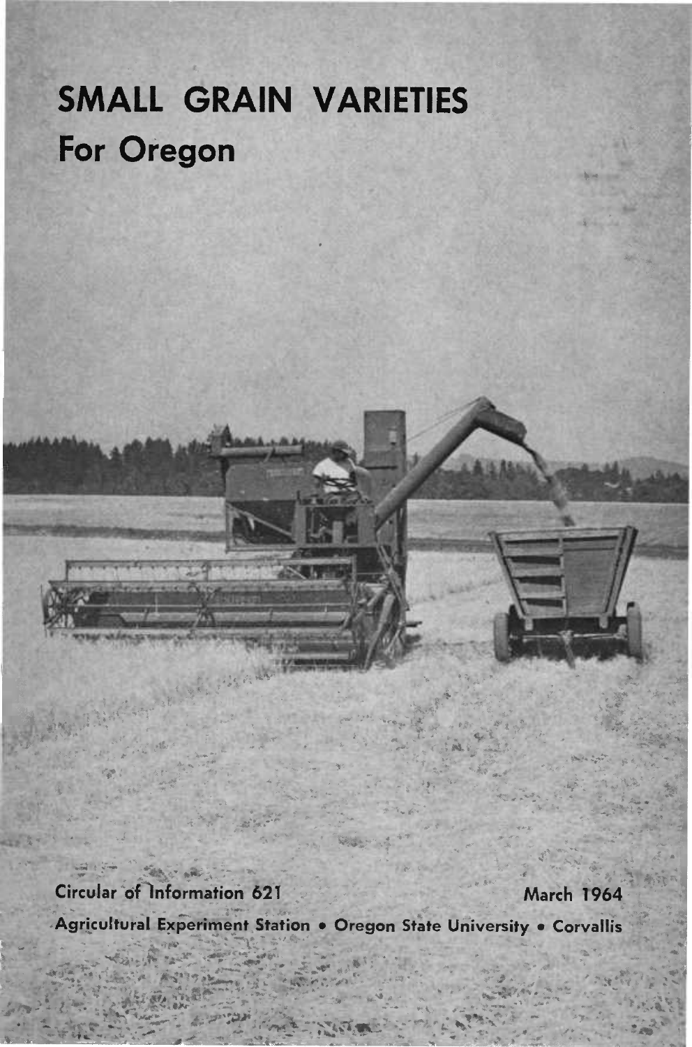# SMALL GRAIN VARIETIES
## For Oregon

Circular of Information 621

March 1964

Agricultural Experiment Station • Oregon State University • Corvallis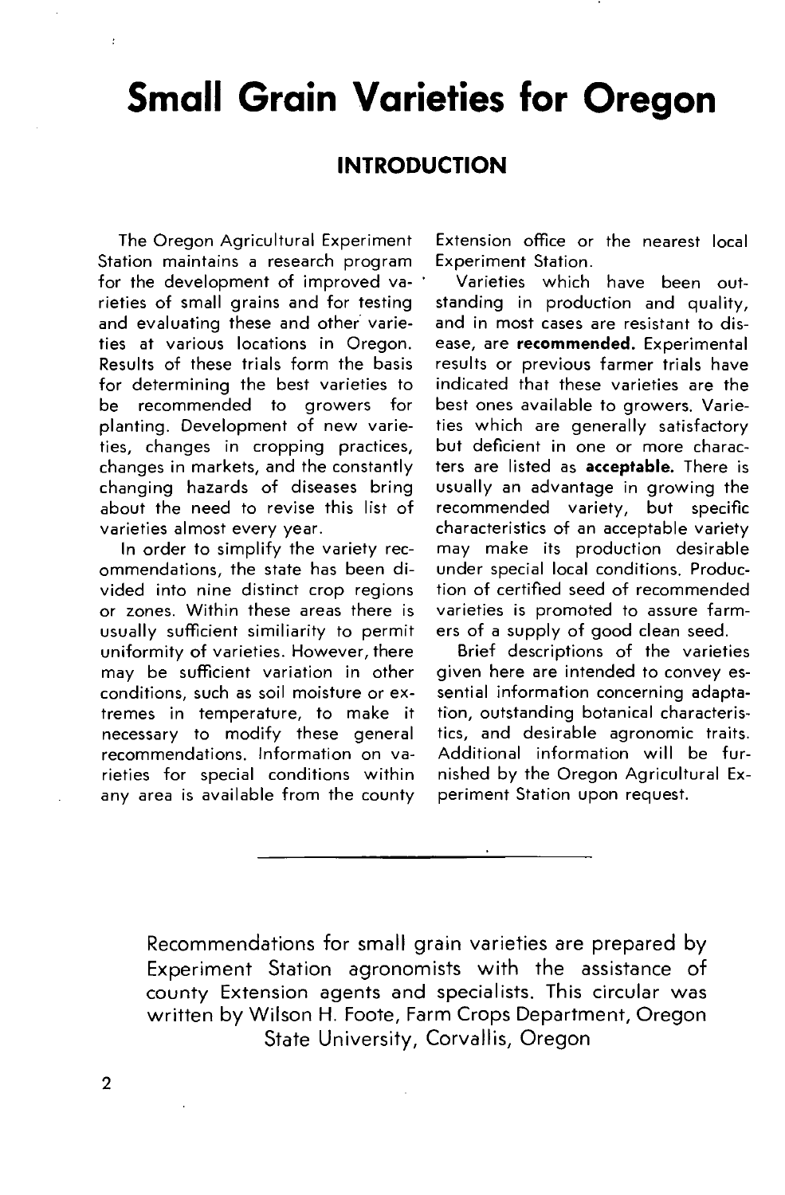# Small Grain Varieties for Oregon

## INTRODUCTION

The Oregon Agricultural Experiment Station maintains a research program for the development of improved varieties of small grains and for testing and evaluating these and other varieties at various locations in Oregon. Results of these trials form the basis for determining the best varieties to be recommended to growers for planting. Development of new varieties, changes in cropping practices, changes in markets, and the constantly changing hazards of diseases bring about the need to revise this list of varieties almost every year.

In order to simplify the variety recommendations, the state has been divided into nine distinct crop regions or zones. Within these areas there is usually sufficient similiarity to permit uniformity of varieties. However, there may be sufficient variation in other conditions, such as soil moisture or extremes in temperature, to make it necessary to modify these general recommendations. Information on varieties for special conditions within any area is available from the county Extension office or the nearest local Experiment Station.

Varieties which have been outstanding in production and quality, and in most cases are resistant to disease, are **recommended.** Experimental results or previous farmer trials have indicated that these varieties are the best ones available to growers. Varieties which are generally satisfactory but deficient in one or more characters are listed as **acceptable.** There is usually an advantage in growing the recommended variety, but specific characteristics of an acceptable variety may make its production desirable under special local conditions. Production of certified seed of recommended varieties is promoted to assure farmers of a supply of good clean seed.

Brief descriptions of the varieties given here are intended to convey essential information concerning adaptation, outstanding botanical characteristics, and desirable agronomic traits. Additional information will be furnished by the Oregon Agricultural Experiment Station upon request.

---

Recommendations for small grain varieties are prepared by Experiment Station agronomists with the assistance of county Extension agents and specialists. This circular was written by Wilson H. Foote, Farm Crops Department, Oregon State University, Corvallis, Oregon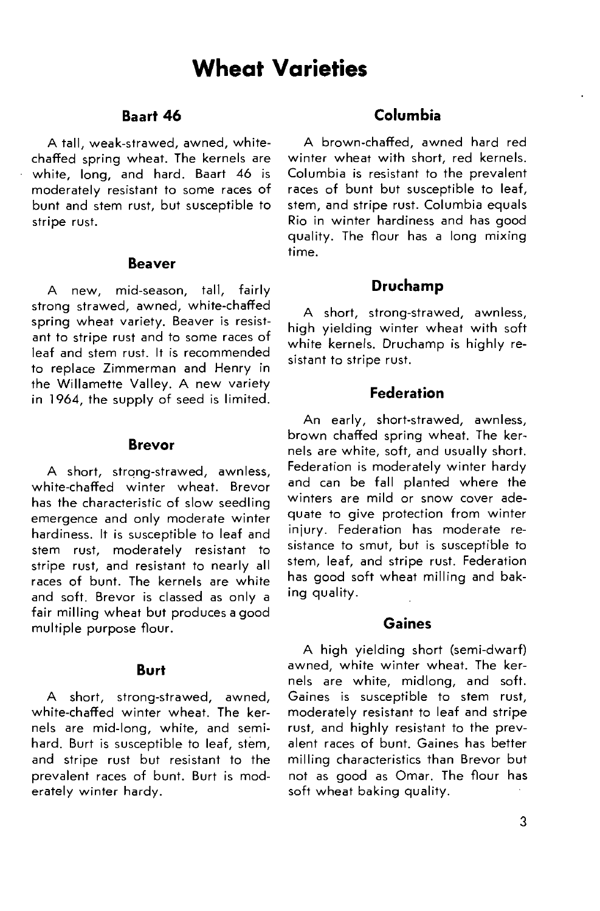# Wheat Varieties

## Baart 46

A tall, weak-strawed, awned, white-chaffed spring wheat. The kernels are white, long, and hard. Baart 46 is moderately resistant to some races of bunt and stem rust, but susceptible to stripe rust.

## Beaver

A new, mid-season, tall, fairly strong strawed, awned, white-chaffed spring wheat variety. Beaver is resistant to stripe rust and to some races of leaf and stem rust. It is recommended to replace Zimmerman and Henry in the Willamette Valley. A new variety in 1964, the supply of seed is limited.

## Brevor

A short, strong-strawed, awnless, white-chaffed winter wheat. Brevor has the characteristic of slow seedling emergence and only moderate winter hardiness. It is susceptible to leaf and stem rust, moderately resistant to stripe rust, and resistant to nearly all races of bunt. The kernels are white and soft. Brevor is classed as only a fair milling wheat but produces a good multiple purpose flour.

## Burt

A short, strong-strawed, awned, white-chaffed winter wheat. The kernels are mid-long, white, and semi-hard. Burt is susceptible to leaf, stem, and stripe rust but resistant to the prevalent races of bunt. Burt is moderately winter hardy.

## Columbia

A brown-chaffed, awned hard red winter wheat with short, red kernels. Columbia is resistant to the prevalent races of bunt but susceptible to leaf, stem, and stripe rust. Columbia equals Rio in winter hardiness and has good quality. The flour has a long mixing time.

## Druchamp

A short, strong-strawed, awnless, high yielding winter wheat with soft white kernels. Druchamp is highly resistant to stripe rust.

## Federation

An early, short-strawed, awnless, brown chaffed spring wheat. The kernels are white, soft, and usually short. Federation is moderately winter hardy and can be fall planted where the winters are mild or snow cover adequate to give protection from winter injury. Federation has moderate resistance to smut, but is susceptible to stem, leaf, and stripe rust. Federation has good soft wheat milling and baking quality.

## Gaines

A high yielding short (semi-dwarf) awned, white winter wheat. The kernels are white, midlong, and soft. Gaines is susceptible to stem rust, moderately resistant to leaf and stripe rust, and highly resistant to the prevalent races of bunt. Gaines has better milling characteristics than Brevor but not as good as Omar. The flour has soft wheat baking quality.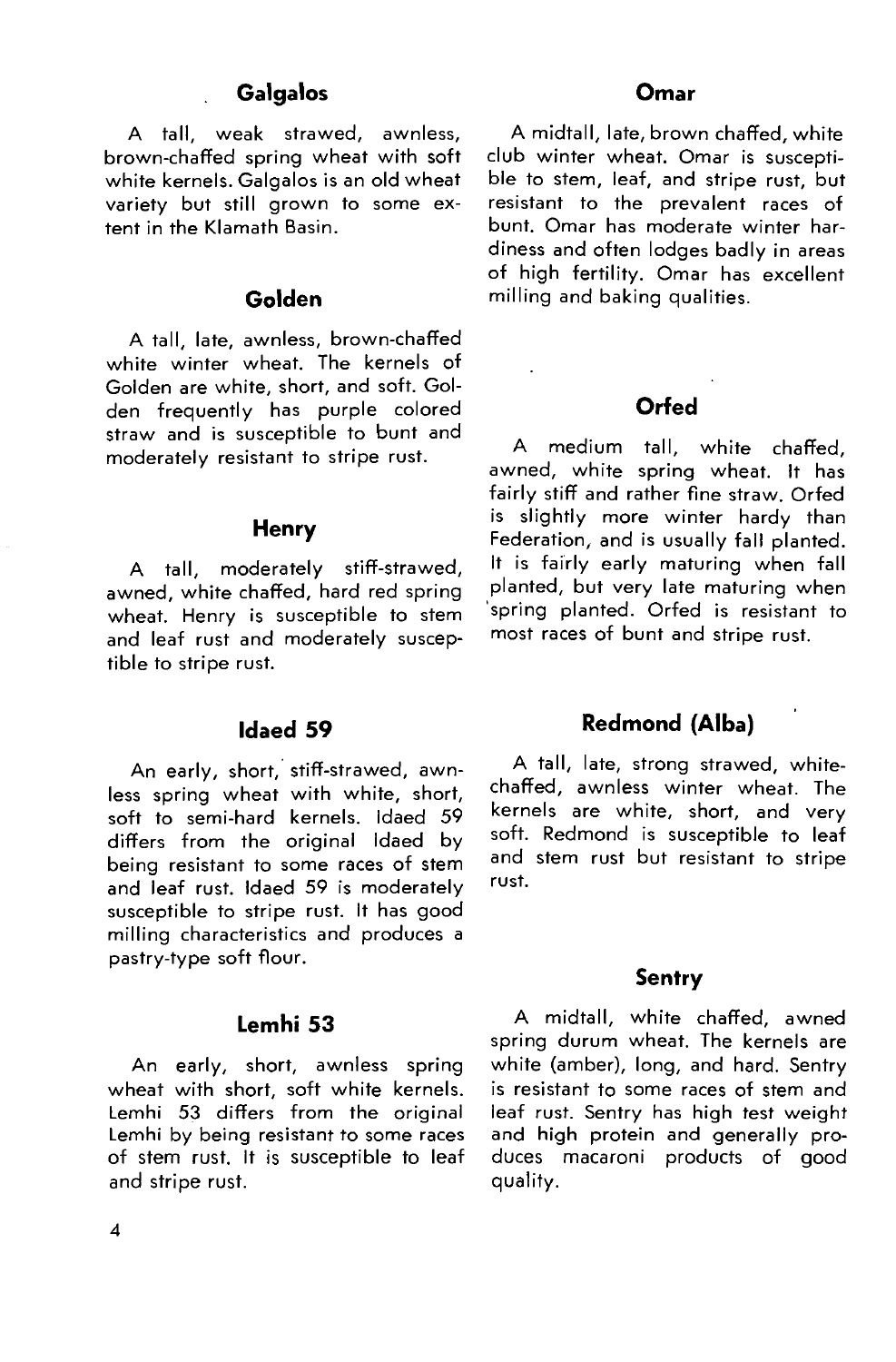## Galgalos

A tall, weak strawed, awnless, brown-chaffed spring wheat with soft white kernels. Galgalos is an old wheat variety but still grown to some extent in the Klamath Basin.

## Golden

A tall, late, awnless, brown-chaffed white winter wheat. The kernels of Golden are white, short, and soft. Golden frequently has purple colored straw and is susceptible to bunt and moderately resistant to stripe rust.

## Henry

A tall, moderately stiff-strawed, awned, white chaffed, hard red spring wheat. Henry is susceptible to stem and leaf rust and moderately susceptible to stripe rust.

## Idaed 59

An early, short, stiff-strawed, awnless spring wheat with white, short, soft to semi-hard kernels. Idaed 59 differs from the original Idaed by being resistant to some races of stem and leaf rust. Idaed 59 is moderately susceptible to stripe rust. It has good milling characteristics and produces a pastry-type soft flour.

## Lemhi 53

An early, short, awnless spring wheat with short, soft white kernels. Lemhi 53 differs from the original Lemhi by being resistant to some races of stem rust. It is susceptible to leaf and stripe rust.

## Omar

A midtall, late, brown chaffed, white club winter wheat. Omar is susceptible to stem, leaf, and stripe rust, but resistant to the prevalent races of bunt. Omar has moderate winter hardiness and often lodges badly in areas of high fertility. Omar has excellent milling and baking qualities.

## Orfed

A medium tall, white chaffed, awned, white spring wheat. It has fairly stiff and rather fine straw. Orfed is slightly more winter hardy than Federation, and is usually fall planted. It is fairly early maturing when fall planted, but very late maturing when spring planted. Orfed is resistant to most races of bunt and stripe rust.

## Redmond (Alba)

A tall, late, strong strawed, white-chaffed, awnless winter wheat. The kernels are white, short, and very soft. Redmond is susceptible to leaf and stem rust but resistant to stripe rust.

## Sentry

A midtall, white chaffed, awned spring durum wheat. The kernels are white (amber), long, and hard. Sentry is resistant to some races of stem and leaf rust. Sentry has high test weight and high protein and generally produces macaroni products of good quality.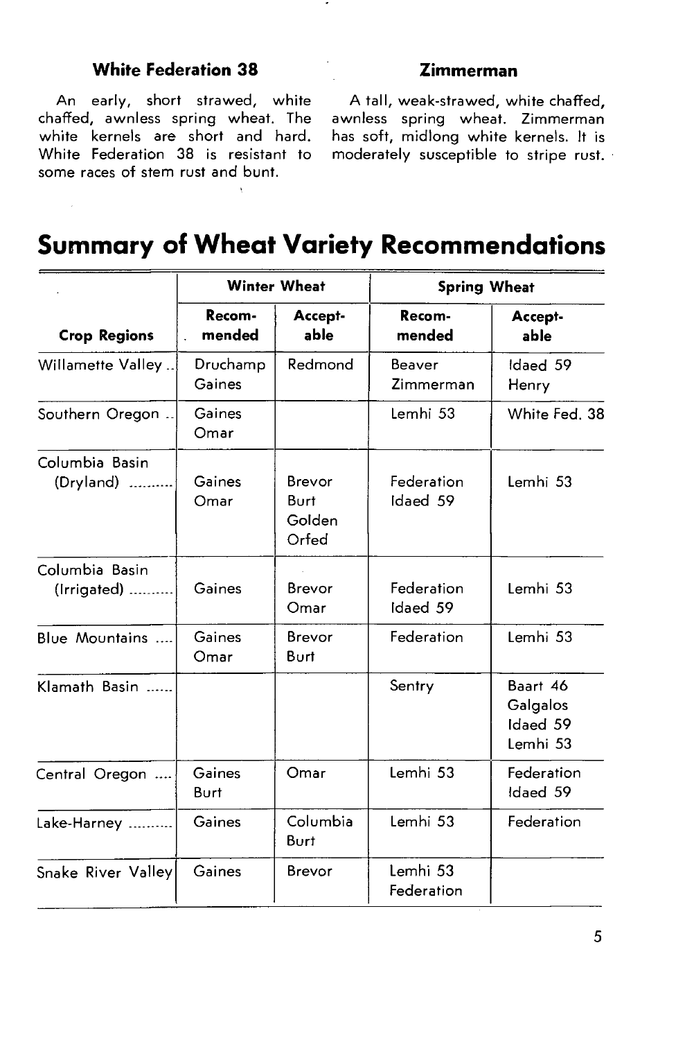### White Federation 38

An early, short strawed, white chaffed, awnless spring wheat. The white kernels are short and hard. White Federation 38 is resistant to some races of stem rust and bunt.

### Zimmerman

A tall, weak-strawed, white chaffed, awnless spring wheat. Zimmerman has soft, midlong white kernels. It is moderately susceptible to stripe rust.

# Summary of Wheat Variety Recommendations

| | Winter Wheat | | Spring Wheat | |
|---|---|---|---|---|
| **Crop Regions** | **Recommended** | **Acceptable** | **Recommended** | **Acceptable** |
| Willamette Valley | Druchamp<br>Gaines | Redmond | Beaver<br>Zimmerman | Idaed 59<br>Henry |
| Southern Oregon | Gaines<br>Omar | | Lemhi 53 | White Fed. 38 |
| Columbia Basin (Dryland) | Gaines<br>Omar | Brevor<br>Burt<br>Golden<br>Orfed | Federation<br>Idaed 59 | Lemhi 53 |
| Columbia Basin (Irrigated) | Gaines | Brevor<br>Omar | Federation<br>Idaed 59 | Lemhi 53 |
| Blue Mountains | Gaines<br>Omar | Brevor<br>Burt | Federation | Lemhi 53 |
| Klamath Basin | | | Sentry | Baart 46<br>Galgalos<br>Idaed 59<br>Lemhi 53 |
| Central Oregon | Gaines<br>Burt | Omar | Lemhi 53 | Federation<br>Idaed 59 |
| Lake-Harney | Gaines | Columbia<br>Burt | Lemhi 53 | Federation |
| Snake River Valley | Gaines | Brevor | Lemhi 53<br>Federation | |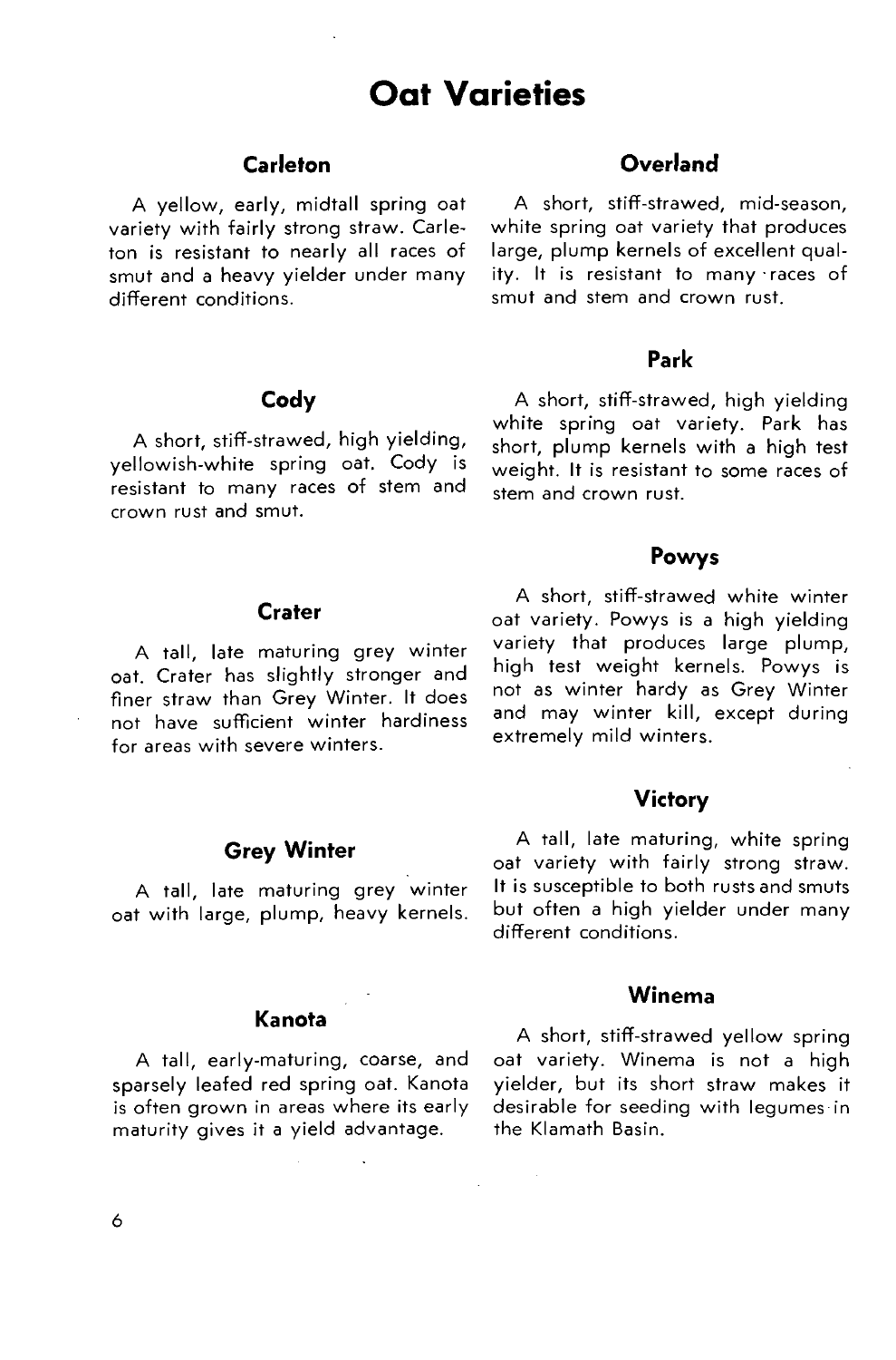# Oat Varieties

## Carleton

A yellow, early, midtall spring oat variety with fairly strong straw. Carleton is resistant to nearly all races of smut and a heavy yielder under many different conditions.

## Cody

A short, stiff-strawed, high yielding, yellowish-white spring oat. Cody is resistant to many races of stem and crown rust and smut.

## Crater

A tall, late maturing grey winter oat. Crater has slightly stronger and finer straw than Grey Winter. It does not have sufficient winter hardiness for areas with severe winters.

## Grey Winter

A tall, late maturing grey winter oat with large, plump, heavy kernels.

## Kanota

A tall, early-maturing, coarse, and sparsely leafed red spring oat. Kanota is often grown in areas where its early maturity gives it a yield advantage.

## Overland

A short, stiff-strawed, mid-season, white spring oat variety that produces large, plump kernels of excellent quality. It is resistant to many races of smut and stem and crown rust.

## Park

A short, stiff-strawed, high yielding white spring oat variety. Park has short, plump kernels with a high test weight. It is resistant to some races of stem and crown rust.

## Powys

A short, stiff-strawed white winter oat variety. Powys is a high yielding variety that produces large plump, high test weight kernels. Powys is not as winter hardy as Grey Winter and may winter kill, except during extremely mild winters.

## Victory

A tall, late maturing, white spring oat variety with fairly strong straw. It is susceptible to both rusts and smuts but often a high yielder under many different conditions.

## Winema

A short, stiff-strawed yellow spring oat variety. Winema is not a high yielder, but its short straw makes it desirable for seeding with legumes in the Klamath Basin.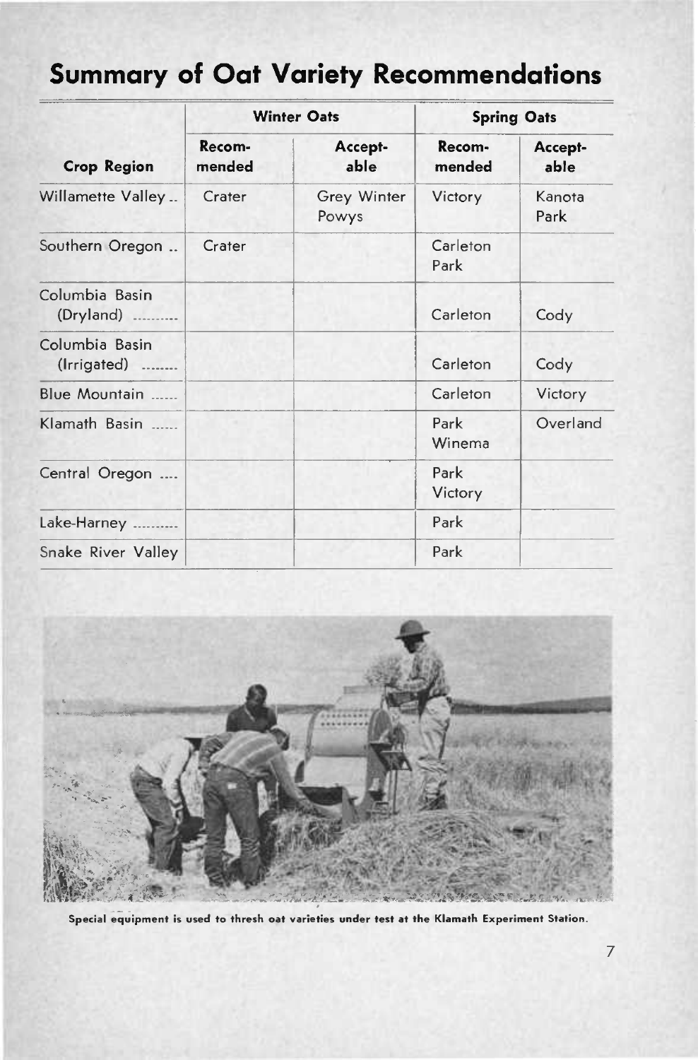# Summary of Oat Variety Recommendations

| Crop Region | Winter Oats | | Spring Oats | |
|---|---|---|---|---|
| | Recommended | Acceptable | Recommended | Acceptable |
| Willamette Valley | Crater | Grey Winter<br>Powys | Victory | Kanota<br>Park |
| Southern Oregon | Crater | | Carleton<br>Park | |
| Columbia Basin (Dryland) | | | Carleton | Cody |
| Columbia Basin (Irrigated) | | | Carleton | Cody |
| Blue Mountain | | | Carleton | Victory |
| Klamath Basin | | | Park<br>Winema | Overland |
| Central Oregon | | | Park<br>Victory | |
| Lake-Harney | | | Park | |
| Snake River Valley | | | Park | |

**Special equipment is used to thresh oat varieties under test at the Klamath Experiment Station.**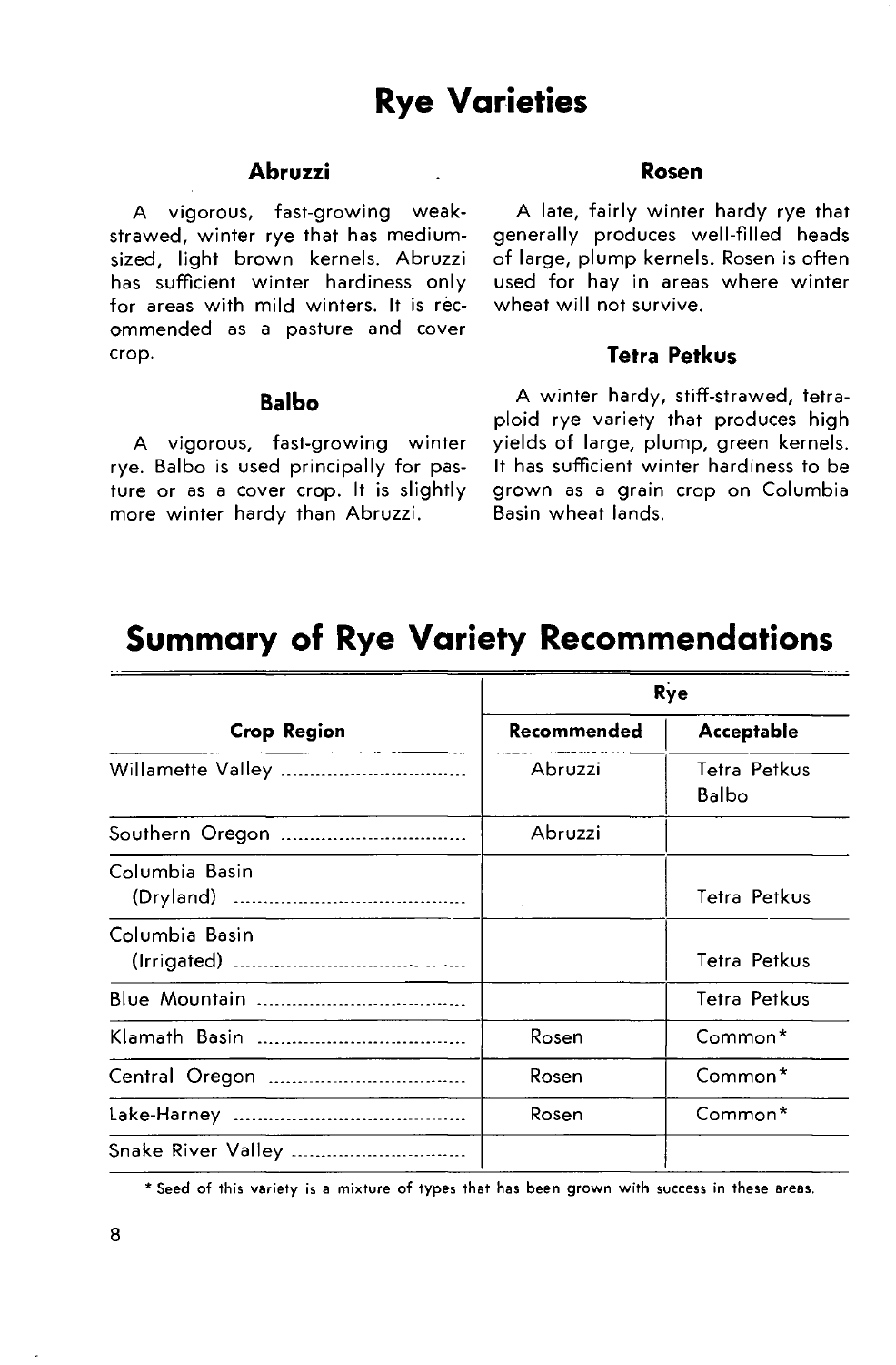# Rye Varieties

### Abruzzi

A vigorous, fast-growing weak-strawed, winter rye that has medium-sized, light brown kernels. Abruzzi has sufficient winter hardiness only for areas with mild winters. It is recommended as a pasture and cover crop.

### Balbo

A vigorous, fast-growing winter rye. Balbo is used principally for pasture or as a cover crop. It is slightly more winter hardy than Abruzzi.

### Rosen

A late, fairly winter hardy rye that generally produces well-filled heads of large, plump kernels. Rosen is often used for hay in areas where winter wheat will not survive.

### Tetra Petkus

A winter hardy, stiff-strawed, tetraploid rye variety that produces high yields of large, plump, green kernels. It has sufficient winter hardiness to be grown as a grain crop on Columbia Basin wheat lands.

# Summary of Rye Variety Recommendations

| Crop Region | Rye | |
|---|---|---|
| | Recommended | Acceptable |
| Willamette Valley | Abruzzi | Tetra Petkus<br>Balbo |
| Southern Oregon | Abruzzi | |
| Columbia Basin (Dryland) | | Tetra Petkus |
| Columbia Basin (Irrigated) | | Tetra Petkus |
| Blue Mountain | | Tetra Petkus |
| Klamath Basin | Rosen | Common* |
| Central Oregon | Rosen | Common* |
| Lake-Harney | Rosen | Common* |
| Snake River Valley | | |

* Seed of this variety is a mixture of types that has been grown with success in these areas.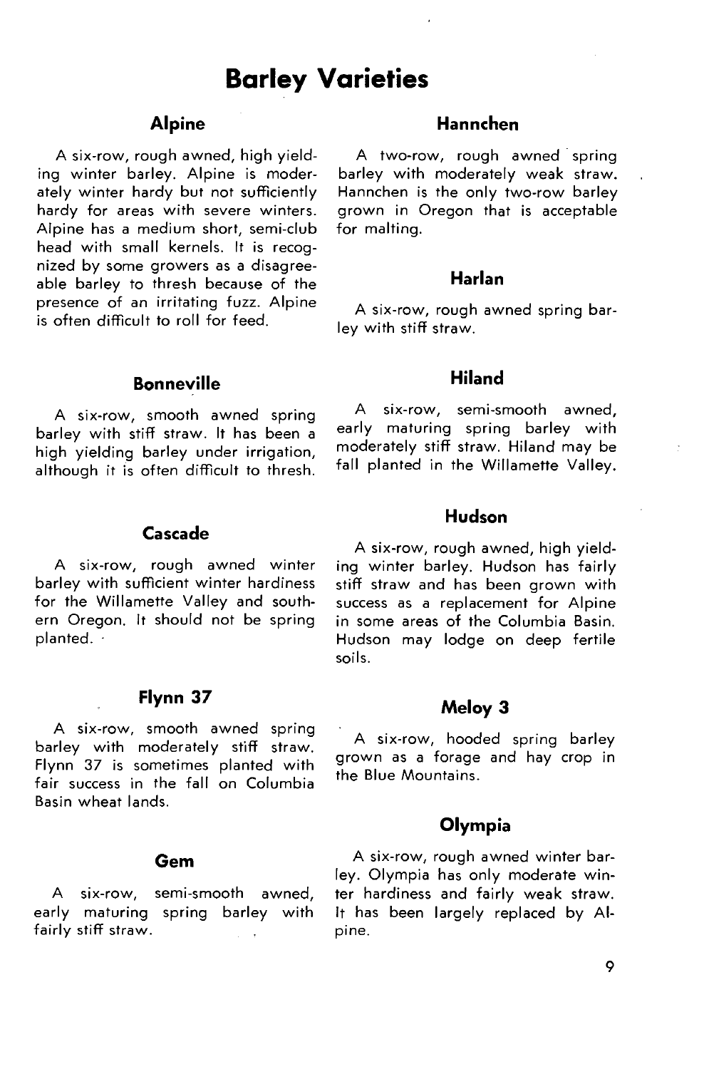# Barley Varieties

## Alpine

A six-row, rough awned, high yielding winter barley. Alpine is moderately winter hardy but not sufficiently hardy for areas with severe winters. Alpine has a medium short, semi-club head with small kernels. It is recognized by some growers as a disagreeable barley to thresh because of the presence of an irritating fuzz. Alpine is often difficult to roll for feed.

## Bonneville

A six-row, smooth awned spring barley with stiff straw. It has been a high yielding barley under irrigation, although it is often difficult to thresh.

## Cascade

A six-row, rough awned winter barley with sufficient winter hardiness for the Willamette Valley and southern Oregon. It should not be spring planted.

## Flynn 37

A six-row, smooth awned spring barley with moderately stiff straw. Flynn 37 is sometimes planted with fair success in the fall on Columbia Basin wheat lands.

## Gem

A six-row, semi-smooth awned, early maturing spring barley with fairly stiff straw.

## Hannchen

A two-row, rough awned spring barley with moderately weak straw. Hannchen is the only two-row barley grown in Oregon that is acceptable for malting.

## Harlan

A six-row, rough awned spring barley with stiff straw.

## Hiland

A six-row, semi-smooth awned, early maturing spring barley with moderately stiff straw. Hiland may be fall planted in the Willamette Valley.

## Hudson

A six-row, rough awned, high yielding winter barley. Hudson has fairly stiff straw and has been grown with success as a replacement for Alpine in some areas of the Columbia Basin. Hudson may lodge on deep fertile soils.

## Meloy 3

A six-row, hooded spring barley grown as a forage and hay crop in the Blue Mountains.

## Olympia

A six-row, rough awned winter barley. Olympia has only moderate winter hardiness and fairly weak straw. It has been largely replaced by Alpine.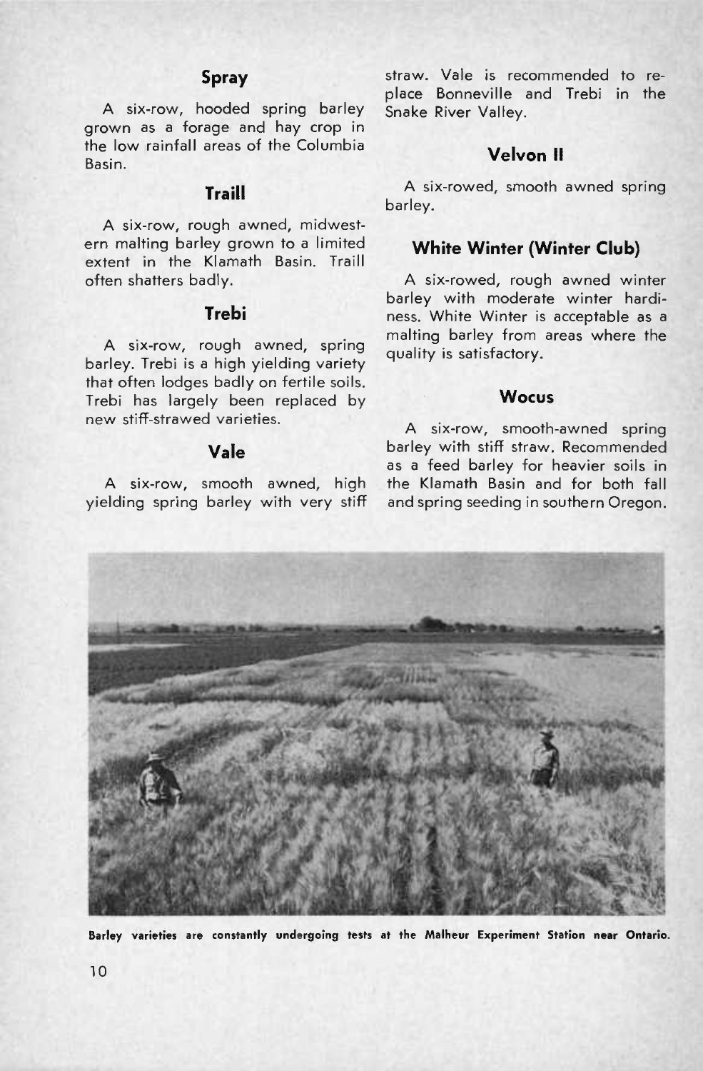### Spray

A six-row, hooded spring barley grown as a forage and hay crop in the low rainfall areas of the Columbia Basin.

### Traill

A six-row, rough awned, midwestern malting barley grown to a limited extent in the Klamath Basin. Traill often shatters badly.

### Trebi

A six-row, rough awned, spring barley. Trebi is a high yielding variety that often lodges badly on fertile soils. Trebi has largely been replaced by new stiff-strawed varieties.

### Vale

A six-row, smooth awned, high yielding spring barley with very stiff straw. Vale is recommended to replace Bonneville and Trebi in the Snake River Valley.

### Velvon II

A six-rowed, smooth awned spring barley.

### White Winter (Winter Club)

A six-rowed, rough awned winter barley with moderate winter hardiness. White Winter is acceptable as a malting barley from areas where the quality is satisfactory.

### Wocus

A six-row, smooth-awned spring barley with stiff straw. Recommended as a feed barley for heavier soils in the Klamath Basin and for both fall and spring seeding in southern Oregon.

**Barley varieties are constantly undergoing tests at the Malheur Experiment Station near Ontario.**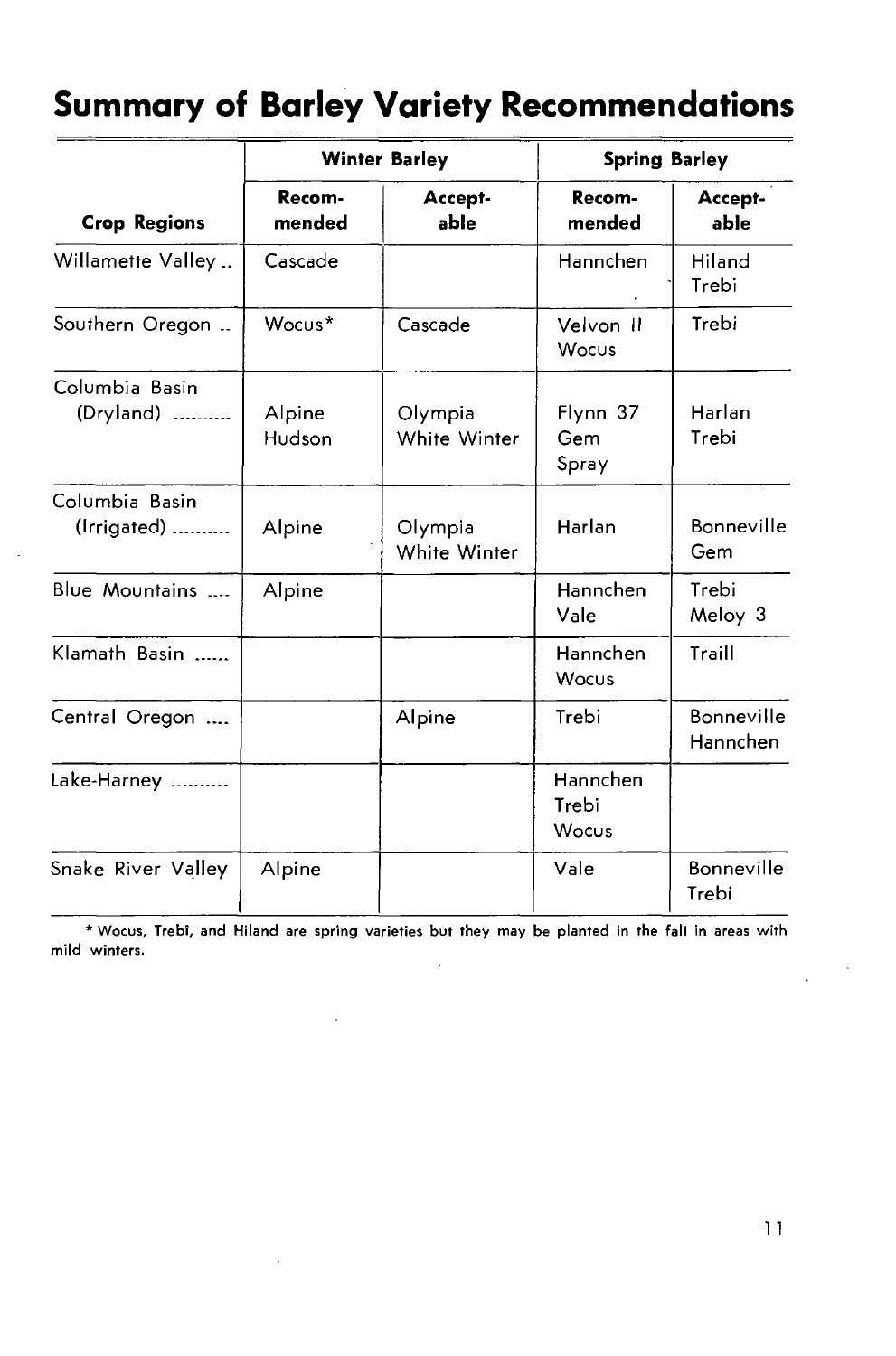# Summary of Barley Variety Recommendations

| Crop Regions | Winter Barley | | Spring Barley | |
|---|---|---|---|---|
| | Recommended | Acceptable | Recommended | Acceptable |
| Willamette Valley | Cascade | | Hannchen | Hiland<br>Trebi |
| Southern Oregon | Wocus* | Cascade | Velvon II<br>Wocus | Trebi |
| Columbia Basin (Dryland) | Alpine<br>Hudson | Olympia<br>White Winter | Flynn 37<br>Gem<br>Spray | Harlan<br>Trebi |
| Columbia Basin (Irrigated) | Alpine | Olympia<br>White Winter | Harlan | Bonneville<br>Gem |
| Blue Mountains | Alpine | | Hannchen<br>Vale | Trebi<br>Meloy 3 |
| Klamath Basin | | | Hannchen<br>Wocus | Traill |
| Central Oregon | | Alpine | Trebi | Bonneville<br>Hannchen |
| Lake-Harney | | | Hannchen<br>Trebi<br>Wocus | |
| Snake River Valley | Alpine | | Vale | Bonneville<br>Trebi |

* Wocus, Trebi, and Hiland are spring varieties but they may be planted in the fall in areas with mild winters.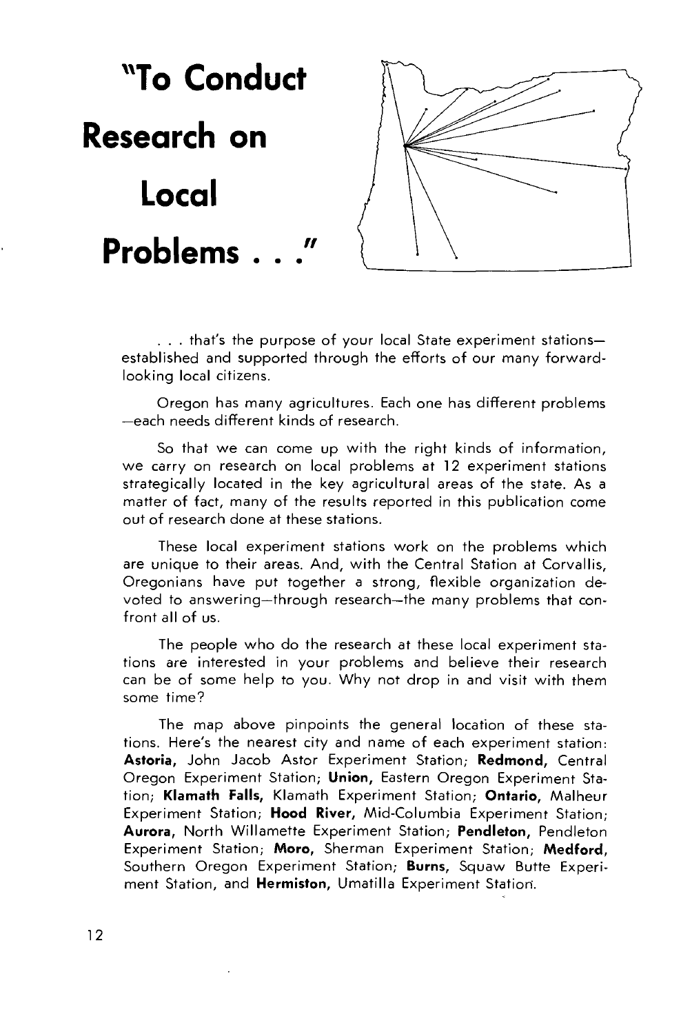# "To Conduct Research on Local Problems . . ."

. . . that's the purpose of your local State experiment stations—established and supported through the efforts of our many forward-looking local citizens.

Oregon has many agricultures. Each one has different problems—each needs different kinds of research.

So that we can come up with the right kinds of information, we carry on research on local problems at 12 experiment stations strategically located in the key agricultural areas of the state. As a matter of fact, many of the results reported in this publication come out of research done at these stations.

These local experiment stations work on the problems which are unique to their areas. And, with the Central Station at Corvallis, Oregonians have put together a strong, flexible organization devoted to answering—through research—the many problems that confront all of us.

The people who do the research at these local experiment stations are interested in your problems and believe their research can be of some help to you. Why not drop in and visit with them some time?

The map above pinpoints the general location of these stations. Here's the nearest city and name of each experiment station: **Astoria,** John Jacob Astor Experiment Station; **Redmond,** Central Oregon Experiment Station; **Union,** Eastern Oregon Experiment Station; **Klamath Falls,** Klamath Experiment Station; **Ontario,** Malheur Experiment Station; **Hood River,** Mid-Columbia Experiment Station; **Aurora,** North Willamette Experiment Station; **Pendleton,** Pendleton Experiment Station; **Moro,** Sherman Experiment Station; **Medford,** Southern Oregon Experiment Station; **Burns,** Squaw Butte Experiment Station, and **Hermiston,** Umatilla Experiment Station.